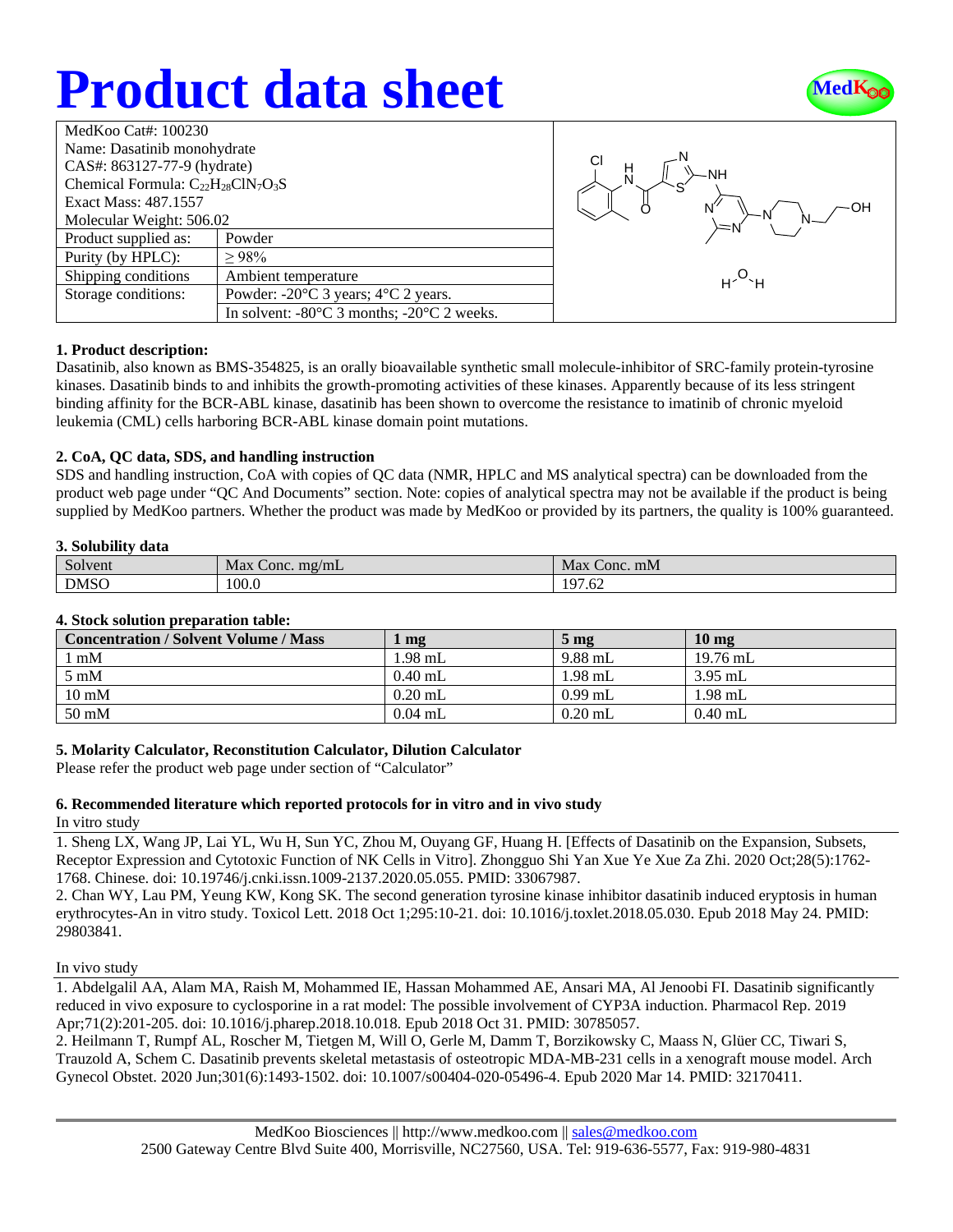# Product data sheet

MedKoo

| MedKoo Cat#: 100230 | |
|---|---|
| Name: Dasatinib monohydrate | |
| CAS#: 863127-77-9 (hydrate) | |
| Chemical Formula: $C_{22}H_{28}ClN_7O_3S$ | |
| Exact Mass: 487.1557 | |
| Molecular Weight: 506.02 | |
| Product supplied as: | Powder |
| Purity (by HPLC): | ≥ 98% |
| Shipping conditions | Ambient temperature |
| Storage conditions: | Powder: -20°C 3 years; 4°C 2 years. |
| | In solvent: -80°C 3 months; -20°C 2 weeks. |

### 1. Product description:

Dasatinib, also known as BMS-354825, is an orally bioavailable synthetic small molecule-inhibitor of SRC-family protein-tyrosine kinases. Dasatinib binds to and inhibits the growth-promoting activities of these kinases. Apparently because of its less stringent binding affinity for the BCR-ABL kinase, dasatinib has been shown to overcome the resistance to imatinib of chronic myeloid leukemia (CML) cells harboring BCR-ABL kinase domain point mutations.

### 2. CoA, QC data, SDS, and handling instruction

SDS and handling instruction, CoA with copies of QC data (NMR, HPLC and MS analytical spectra) can be downloaded from the product web page under "QC And Documents" section. Note: copies of analytical spectra may not be available if the product is being supplied by MedKoo partners. Whether the product was made by MedKoo or provided by its partners, the quality is 100% guaranteed.

### 3. Solubility data

| Solvent | Max Conc. mg/mL | Max Conc. mM |
|---|---|---|
| DMSO | 100.0 | 197.62 |

### 4. Stock solution preparation table:

| Concentration / Solvent Volume / Mass | 1 mg | 5 mg | 10 mg |
|---|---|---|---|
| 1 mM | 1.98 mL | 9.88 mL | 19.76 mL |
| 5 mM | 0.40 mL | 1.98 mL | 3.95 mL |
| 10 mM | 0.20 mL | 0.99 mL | 1.98 mL |
| 50 mM | 0.04 mL | 0.20 mL | 0.40 mL |

### 5. Molarity Calculator, Reconstitution Calculator, Dilution Calculator

Please refer the product web page under section of "Calculator"

### 6. Recommended literature which reported protocols for in vitro and in vivo study

In vitro study

1. Sheng LX, Wang JP, Lai YL, Wu H, Sun YC, Zhou M, Ouyang GF, Huang H. [Effects of Dasatinib on the Expansion, Subsets, Receptor Expression and Cytotoxic Function of NK Cells in Vitro]. Zhongguo Shi Yan Xue Ye Xue Za Zhi. 2020 Oct;28(5):1762-1768. Chinese. doi: 10.19746/j.cnki.issn.1009-2137.2020.05.055. PMID: 33067987.
2. Chan WY, Lau PM, Yeung KW, Kong SK. The second generation tyrosine kinase inhibitor dasatinib induced eryptosis in human erythrocytes-An in vitro study. Toxicol Lett. 2018 Oct 1;295:10-21. doi: 10.1016/j.toxlet.2018.05.030. Epub 2018 May 24. PMID: 29803841.

In vivo study

1. Abdelgalil AA, Alam MA, Raish M, Mohammed IE, Hassan Mohammed AE, Ansari MA, Al Jenoobi FI. Dasatinib significantly reduced in vivo exposure to cyclosporine in a rat model: The possible involvement of CYP3A induction. Pharmacol Rep. 2019 Apr;71(2):201-205. doi: 10.1016/j.pharep.2018.10.018. Epub 2018 Oct 31. PMID: 30785057.
2. Heilmann T, Rumpf AL, Roscher M, Tietgen M, Will O, Gerle M, Damm T, Borzikowsky C, Maass N, Glüer CC, Tiwari S, Trauzold A, Schem C. Dasatinib prevents skeletal metastasis of osteotropic MDA-MB-231 cells in a xenograft mouse model. Arch Gynecol Obstet. 2020 Jun;301(6):1493-1502. doi: 10.1007/s00404-020-05496-4. Epub 2020 Mar 14. PMID: 32170411.

MedKoo Biosciences || http://www.medkoo.com || sales@medkoo.com
2500 Gateway Centre Blvd Suite 400, Morrisville, NC27560, USA. Tel: 919-636-5577, Fax: 919-980-4831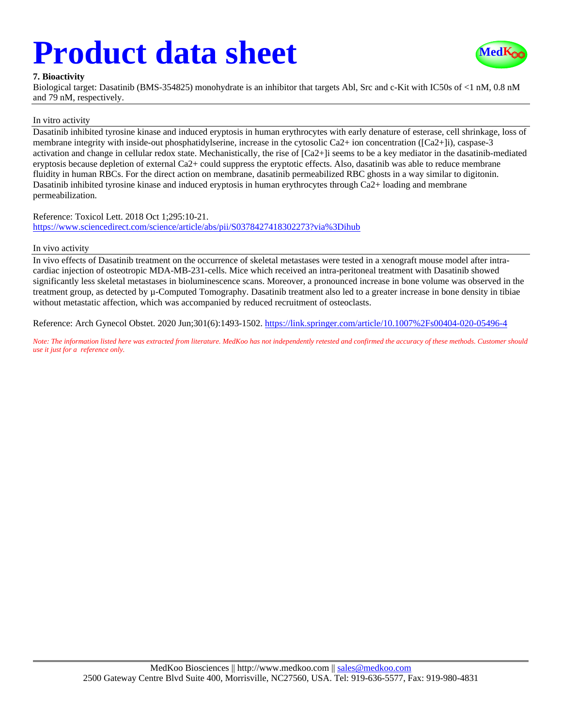# Product data sheet

### 7. Bioactivity

Biological target: Dasatinib (BMS-354825) monohydrate is an inhibitor that targets Abl, Src and c-Kit with IC50s of <1 nM, 0.8 nM and 79 nM, respectively.

In vitro activity

Dasatinib inhibited tyrosine kinase and induced eryptosis in human erythrocytes with early denature of esterase, cell shrinkage, loss of membrane integrity with inside-out phosphatidylserine, increase in the cytosolic $Ca^{2+}$ ion concentration ($[Ca^{2+}]_i$), caspase-3 activation and change in cellular redox state. Mechanistically, the rise of $[Ca^{2+}]_i$ seems to be a key mediator in the dasatinib-mediated eryptosis because depletion of external $Ca^{2+}$ could suppress the eryptotic effects. Also, dasatinib was able to reduce membrane fluidity in human RBCs. For the direct action on membrane, dasatinib permeabilized RBC ghosts in a way similar to digitonin. Dasatinib inhibited tyrosine kinase and induced eryptosis in human erythrocytes through $Ca^{2+}$ loading and membrane permeabilization.

Reference: Toxicol Lett. 2018 Oct 1;295:10-21.
https://www.sciencedirect.com/science/article/abs/pii/S0378427418302273?via%3Dihub

In vivo activity

In vivo effects of Dasatinib treatment on the occurrence of skeletal metastases were tested in a xenograft mouse model after intra-cardiac injection of osteotropic MDA-MB-231-cells. Mice which received an intra-peritoneal treatment with Dasatinib showed significantly less skeletal metastases in bioluminescence scans. Moreover, a pronounced increase in bone volume was observed in the treatment group, as detected by µ-Computed Tomography. Dasatinib treatment also led to a greater increase in bone density in tibiae without metastatic affection, which was accompanied by reduced recruitment of osteoclasts.

Reference: Arch Gynecol Obstet. 2020 Jun;301(6):1493-1502. https://link.springer.com/article/10.1007%2Fs00404-020-05496-4

*Note: The information listed here was extracted from literature. MedKoo has not independently retested and confirmed the accuracy of these methods. Customer should use it just for a reference only.*

MedKoo Biosciences || http://www.medkoo.com || sales@medkoo.com
2500 Gateway Centre Blvd Suite 400, Morrisville, NC27560, USA. Tel: 919-636-5577, Fax: 919-980-4831